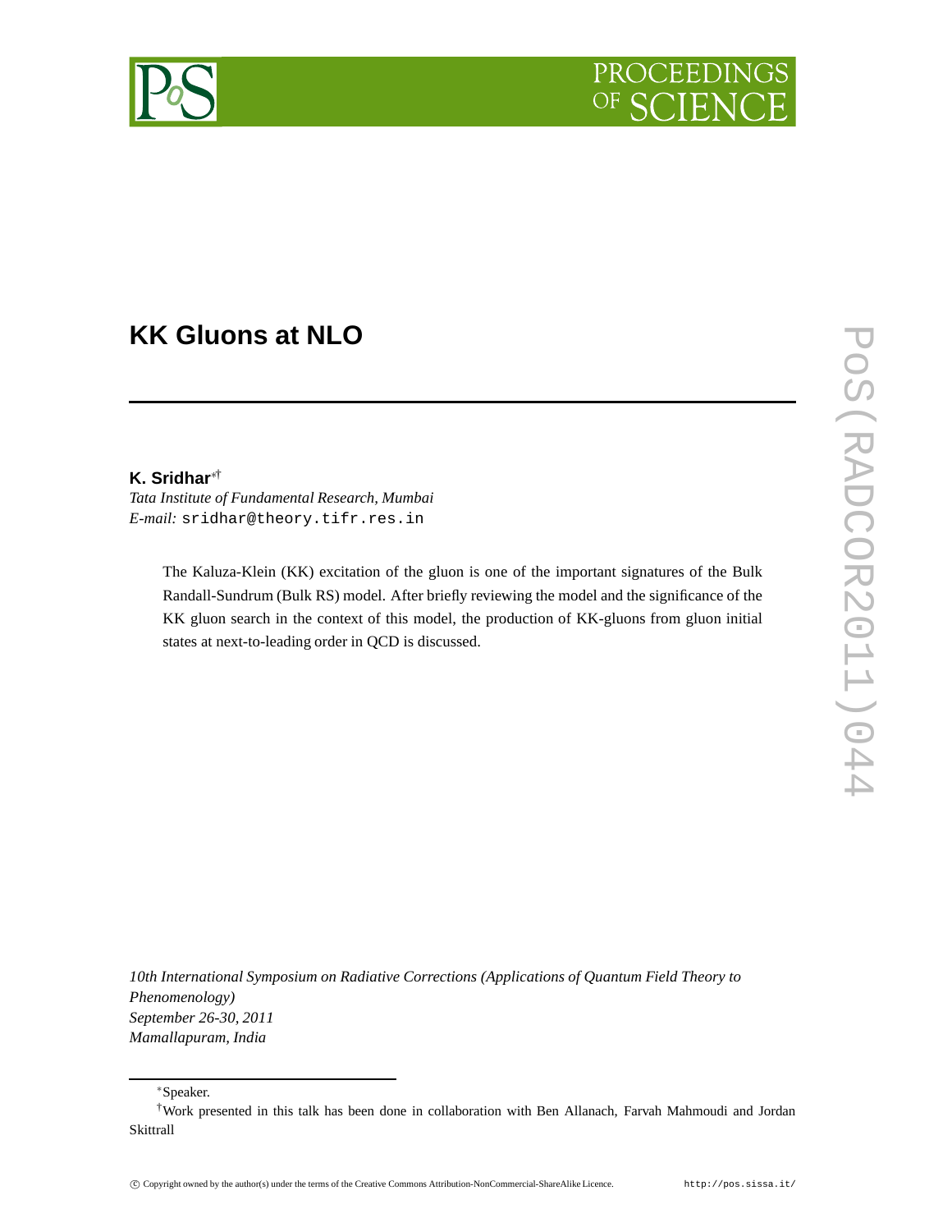# KK Gluons at NLO

**K. Sridhar**[*][†]

*Tata Institute of Fundamental Research, Mumbai*
*E-mail:* sridhar@theory.tifr.res.in

> The Kaluza-Klein (KK) excitation of the gluon is one of the important signatures of the Bulk Randall-Sundrum (Bulk RS) model. After briefly reviewing the model and the significance of the KK gluon search in the context of this model, the production of KK-gluons from gluon initial states at next-to-leading order in QCD is discussed.

*10th International Symposium on Radiative Corrections (Applications of Quantum Field Theory to Phenomenology)*
*September 26-30, 2011*
*Mamallapuram, India*

---

[*]Speaker.

[†]Work presented in this talk has been done in collaboration with Ben Allanach, Farvah Mahmoudi and Jordan Skittrall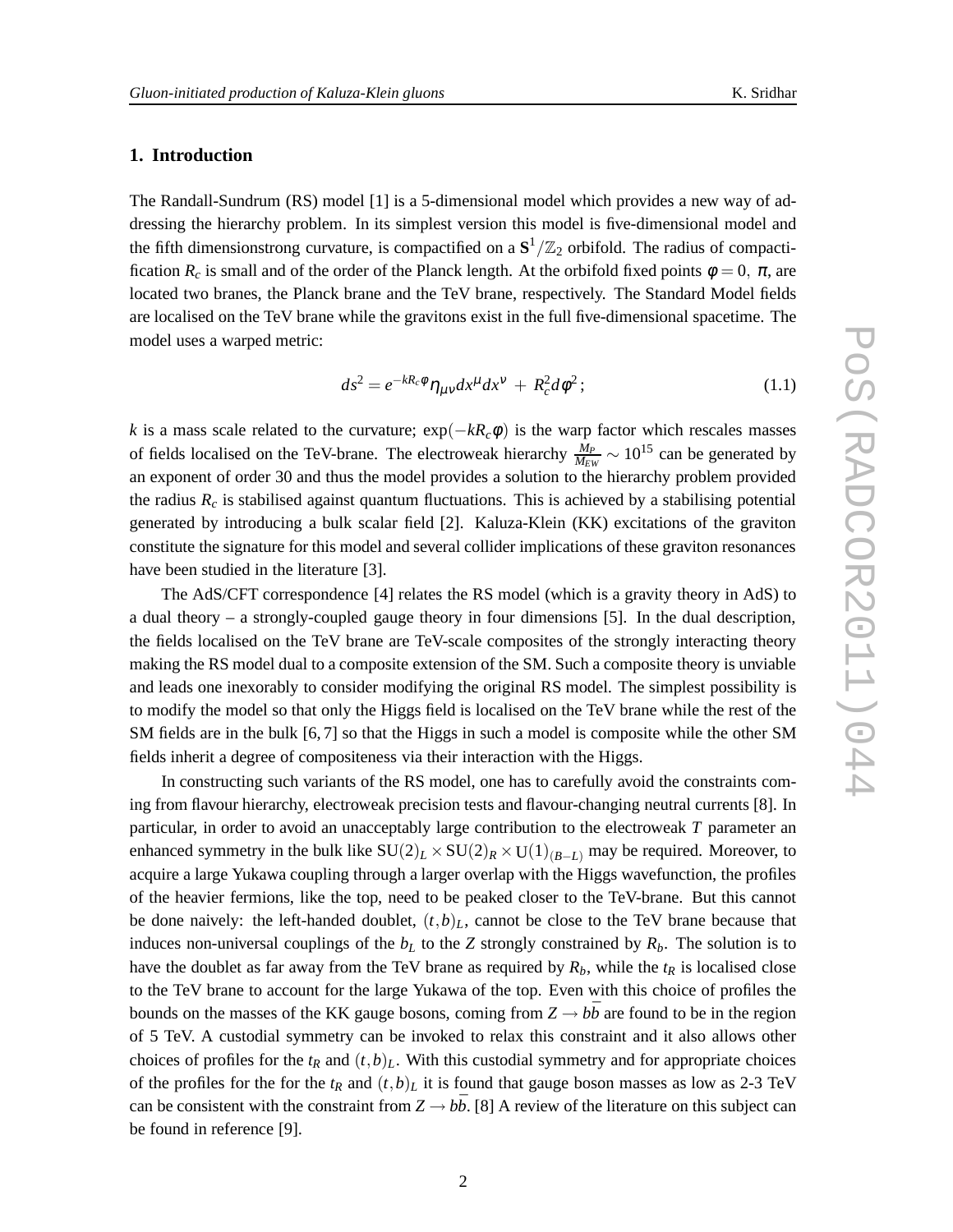## 1. Introduction

The Randall-Sundrum (RS) model [1] is a 5-dimensional model which provides a new way of addressing the hierarchy problem. In its simplest version this model is five-dimensional model and the fifth dimensionstrong curvature, is compactified on a $\mathbf{S}^1/\mathbb{Z}_2$ orbifold. The radius of compactification $R_c$ is small and of the order of the Planck length. At the orbifold fixed points $\phi = 0,\ \pi$, are located two branes, the Planck brane and the TeV brane, respectively. The Standard Model fields are localised on the TeV brane while the gravitons exist in the full five-dimensional spacetime. The model uses a warped metric:

$$ds^2 = e^{-kR_c\phi}\eta_{\mu\nu}dx^\mu dx^\nu \ + \ R_c^2 d\phi^2\,; \tag{1.1}$$

$k$ is a mass scale related to the curvature; $\exp(-kR_c\phi)$ is the warp factor which rescales masses of fields localised on the TeV-brane. The electroweak hierarchy $\frac{M_P}{M_{EW}} \sim 10^{15}$ can be generated by an exponent of order 30 and thus the model provides a solution to the hierarchy problem provided the radius $R_c$ is stabilised against quantum fluctuations. This is achieved by a stabilising potential generated by introducing a bulk scalar field [2]. Kaluza-Klein (KK) excitations of the graviton constitute the signature for this model and several collider implications of these graviton resonances have been studied in the literature [3].

The AdS/CFT correspondence [4] relates the RS model (which is a gravity theory in AdS) to a dual theory – a strongly-coupled gauge theory in four dimensions [5]. In the dual description, the fields localised on the TeV brane are TeV-scale composites of the strongly interacting theory making the RS model dual to a composite extension of the SM. Such a composite theory is unviable and leads one inexorably to consider modifying the original RS model. The simplest possibility is to modify the model so that only the Higgs field is localised on the TeV brane while the rest of the SM fields are in the bulk [6, 7] so that the Higgs in such a model is composite while the other SM fields inherit a degree of compositeness via their interaction with the Higgs.

In constructing such variants of the RS model, one has to carefully avoid the constraints coming from flavour hierarchy, electroweak precision tests and flavour-changing neutral currents [8]. In particular, in order to avoid an unacceptably large contribution to the electroweak $T$ parameter an enhanced symmetry in the bulk like $\mathrm{SU}(2)_L \times \mathrm{SU}(2)_R \times \mathrm{U}(1)_{(B-L)}$ may be required. Moreover, to acquire a large Yukawa coupling through a larger overlap with the Higgs wavefunction, the profiles of the heavier fermions, like the top, need to be peaked closer to the TeV-brane. But this cannot be done naively: the left-handed doublet, $(t,b)_L$, cannot be close to the TeV brane because that induces non-universal couplings of the $b_L$ to the $Z$ strongly constrained by $R_b$. The solution is to have the doublet as far away from the TeV brane as required by $R_b$, while the $t_R$ is localised close to the TeV brane to account for the large Yukawa of the top. Even with this choice of profiles the bounds on the masses of the KK gauge bosons, coming from $Z \to b\bar{b}$ are found to be in the region of 5 TeV. A custodial symmetry can be invoked to relax this constraint and it also allows other choices of profiles for the $t_R$ and $(t,b)_L$. With this custodial symmetry and for appropriate choices of the profiles for the for the $t_R$ and $(t,b)_L$ it is found that gauge boson masses as low as 2-3 TeV can be consistent with the constraint from $Z \to b\bar{b}$. [8] A review of the literature on this subject can be found in reference [9].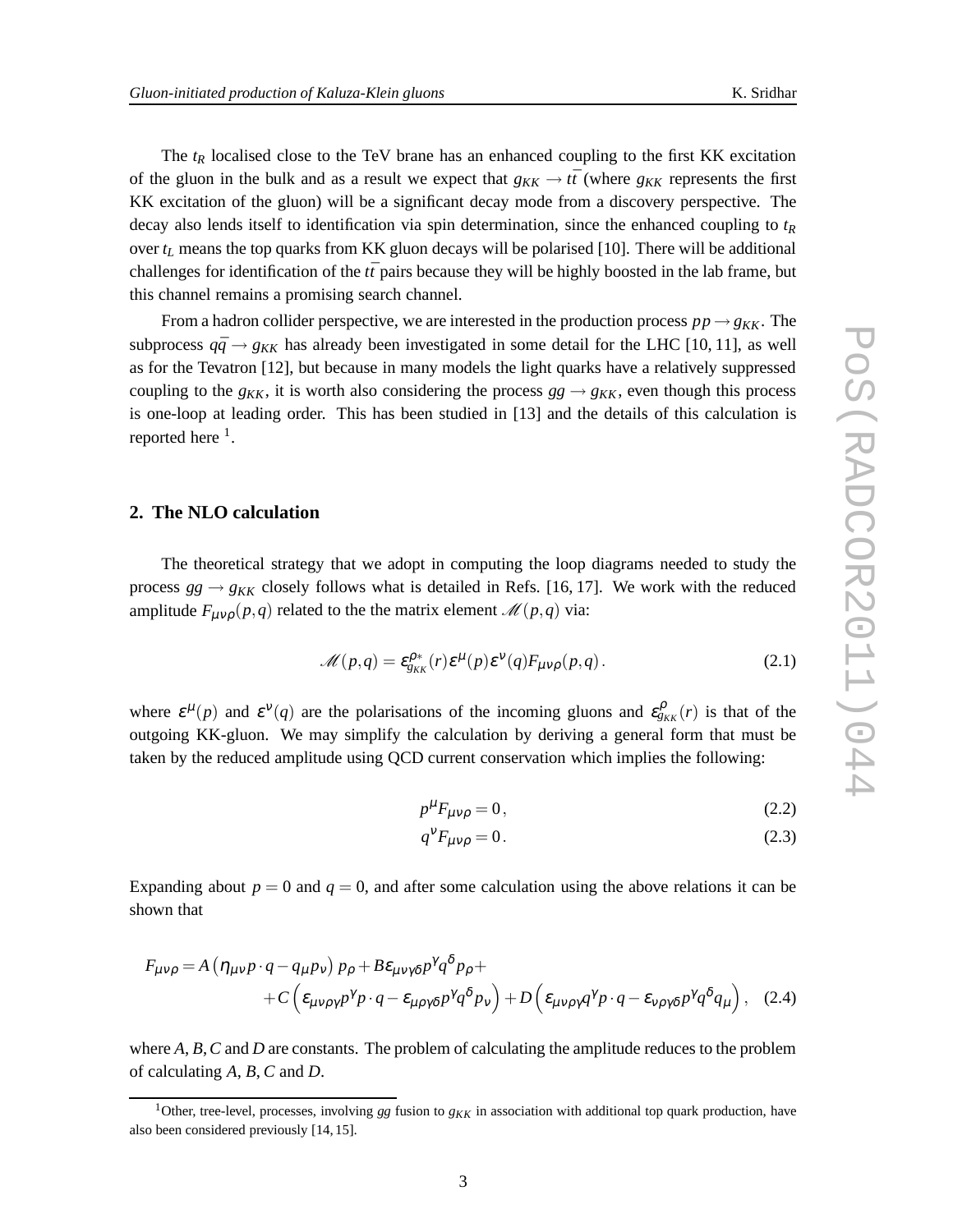The $t_R$ localised close to the TeV brane has an enhanced coupling to the first KK excitation of the gluon in the bulk and as a result we expect that $g_{KK} \to t\bar{t}$ (where $g_{KK}$ represents the first KK excitation of the gluon) will be a significant decay mode from a discovery perspective. The decay also lends itself to identification via spin determination, since the enhanced coupling to $t_R$ over $t_L$ means the top quarks from KK gluon decays will be polarised [10]. There will be additional challenges for identification of the $t\bar{t}$ pairs because they will be highly boosted in the lab frame, but this channel remains a promising search channel.

From a hadron collider perspective, we are interested in the production process $pp \to g_{KK}$. The subprocess $q\bar{q} \to g_{KK}$ has already been investigated in some detail for the LHC [10, 11], as well as for the Tevatron [12], but because in many models the light quarks have a relatively suppressed coupling to the $g_{KK}$, it is worth also considering the process $gg \to g_{KK}$, even though this process is one-loop at leading order. This has been studied in [13] and the details of this calculation is reported here [1].

## 2. The NLO calculation

The theoretical strategy that we adopt in computing the loop diagrams needed to study the process $gg \to g_{KK}$ closely follows what is detailed in Refs. [16, 17]. We work with the reduced amplitude $F_{\mu\nu\rho}(p,q)$ related to the the matrix element $\mathscr{M}(p,q)$ via:

$$\mathscr{M}(p,q) = \varepsilon^{\rho *}_{g_{KK}}(r)\varepsilon^{\mu}(p)\varepsilon^{\nu}(q)F_{\mu\nu\rho}(p,q)\,. \tag{2.1}$$

where $\varepsilon^{\mu}(p)$ and $\varepsilon^{\nu}(q)$ are the polarisations of the incoming gluons and $\varepsilon^{\rho}_{g_{KK}}(r)$ is that of the outgoing KK-gluon. We may simplify the calculation by deriving a general form that must be taken by the reduced amplitude using QCD current conservation which implies the following:

$$p^{\mu}F_{\mu\nu\rho} = 0\,, \tag{2.2}$$

$$q^{\nu}F_{\mu\nu\rho} = 0\,. \tag{2.3}$$

Expanding about $p = 0$ and $q = 0$, and after some calculation using the above relations it can be shown that

$$\begin{aligned} F_{\mu\nu\rho} = {} & A\left(\eta_{\mu\nu}\, p\cdot q - q_{\mu}p_{\nu}\right)p_{\rho} + B\varepsilon_{\mu\nu\gamma\delta}p^{\gamma}q^{\delta}p_{\rho} + \\ & + C\left(\varepsilon_{\mu\nu\rho\gamma}p^{\gamma}\, p\cdot q - \varepsilon_{\mu\rho\gamma\delta}p^{\gamma}q^{\delta}p_{\nu}\right) + D\left(\varepsilon_{\mu\nu\rho\gamma}q^{\gamma}\, p\cdot q - \varepsilon_{\nu\rho\gamma\delta}p^{\gamma}q^{\delta}q_{\mu}\right), \end{aligned} \tag{2.4}$$

where $A, B, C$ and $D$ are constants. The problem of calculating the amplitude reduces to the problem of calculating $A$, $B$, $C$ and $D$.

[1] Other, tree-level, processes, involving $gg$ fusion to $g_{KK}$ in association with additional top quark production, have also been considered previously [14, 15].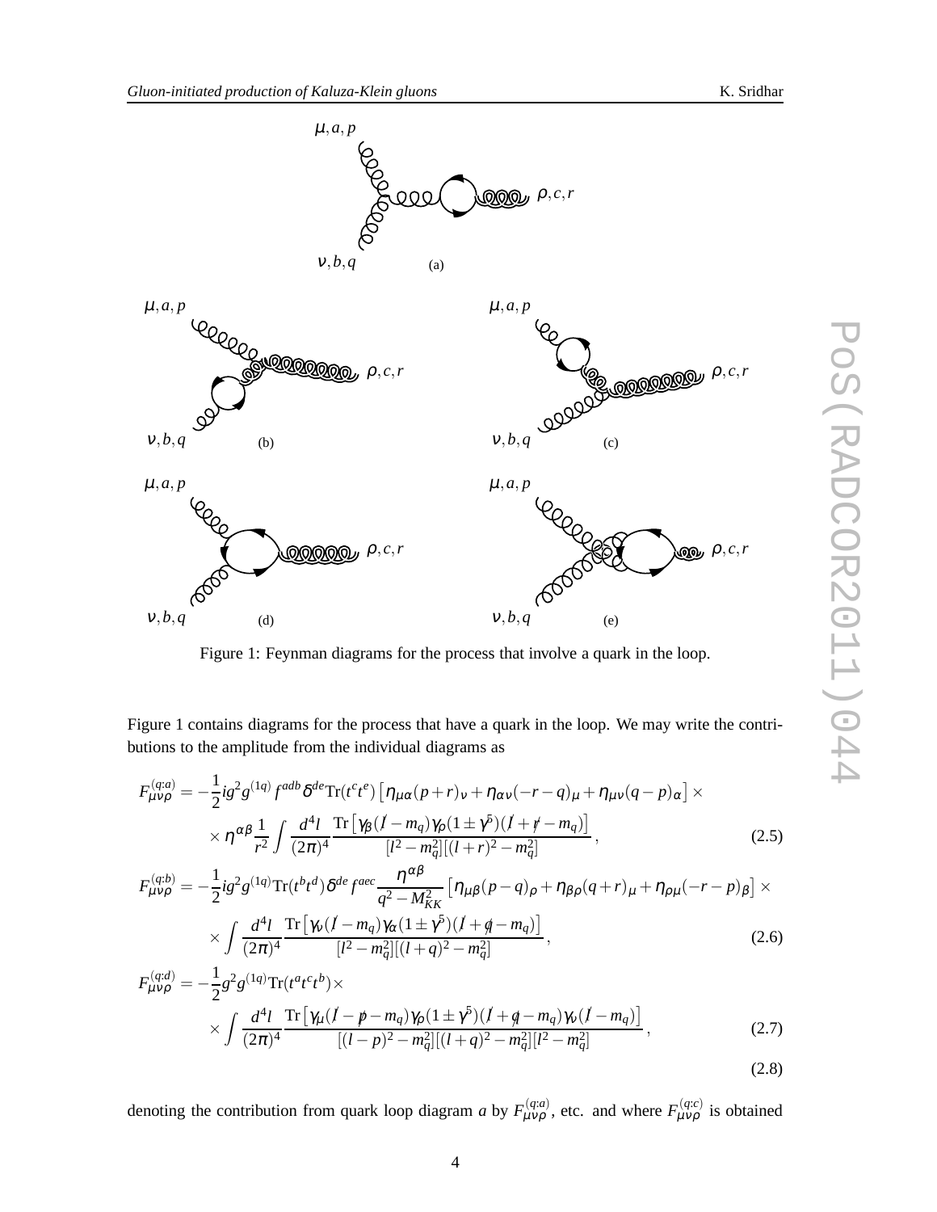Figure 1: Feynman diagrams for the process that involve a quark in the loop.

Figure 1 contains diagrams for the process that have a quark in the loop. We may write the contributions to the amplitude from the individual diagrams as

$$
\begin{aligned}
F^{(q;a)}_{\mu\nu\rho} = & -\frac{1}{2} i g^2 g^{(1q)} f^{adb} \delta^{de} \mathrm{Tr}(t^c t^e) \left[ \eta_{\mu\alpha}(p+r)_\nu + \eta_{\alpha\nu}(-r-q)_\mu + \eta_{\mu\nu}(q-p)_\alpha \right] \times \\
& \times \eta^{\alpha\beta} \frac{1}{r^2} \int \frac{d^4 l}{(2\pi)^4} \frac{\mathrm{Tr}\left[ \gamma_\beta (\not{l} - m_q) \gamma_\rho (1 \pm \gamma^5)(\not{l} + \not{r} - m_q) \right]}{[l^2 - m_q^2][(l+r)^2 - m_q^2]} ,
\end{aligned} \tag{2.5}
$$

$$
\begin{aligned}
F^{(q;b)}_{\mu\nu\rho} = & -\frac{1}{2} i g^2 g^{(1q)} \mathrm{Tr}(t^b t^d) \delta^{de} f^{aec} \frac{\eta^{\alpha\beta}}{q^2 - M_{KK}^2} \left[ \eta_{\mu\beta}(p-q)_\rho + \eta_{\beta\rho}(q+r)_\mu + \eta_{\rho\mu}(-r-p)_\beta \right] \times \\
& \times \int \frac{d^4 l}{(2\pi)^4} \frac{\mathrm{Tr}\left[ \gamma_\nu (\not{l} - m_q) \gamma_\alpha (1 \pm \gamma^5)(\not{l} + \not{q} - m_q) \right]}{[l^2 - m_q^2][(l+q)^2 - m_q^2]} ,
\end{aligned} \tag{2.6}
$$

$$
\begin{aligned}
F^{(q;d)}_{\mu\nu\rho} = & -\frac{1}{2} g^2 g^{(1q)} \mathrm{Tr}(t^a t^c t^b) \times \\
& \times \int \frac{d^4 l}{(2\pi)^4} \frac{\mathrm{Tr}\left[ \gamma_\mu (\not{l} - \not{p} - m_q) \gamma_\rho (1 \pm \gamma^5)(\not{l} + \not{q} - m_q) \gamma_\nu (\not{l} - m_q) \right]}{[(l-p)^2 - m_q^2][(l+q)^2 - m_q^2][l^2 - m_q^2]} ,
\end{aligned} \tag{2.7}
$$

$$
\tag{2.8}
$$

denoting the contribution from quark loop diagram *a* by $F^{(q;a)}_{\mu\nu\rho}$, etc. and where $F^{(q;c)}_{\mu\nu\rho}$ is obtained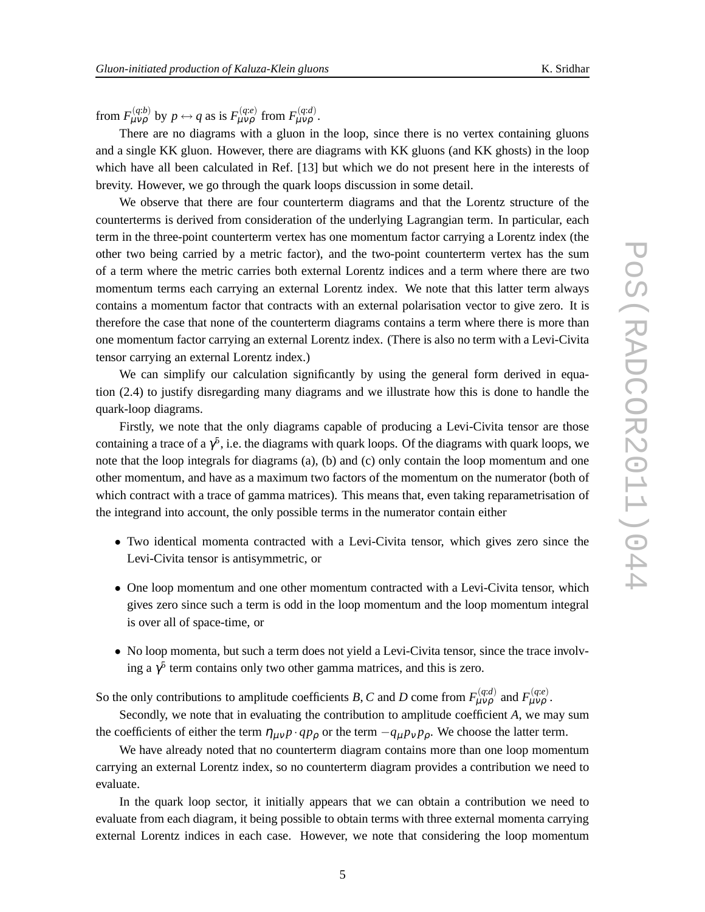from $F^{(q;b)}_{\mu\nu\rho}$ by $p \leftrightarrow q$ as is $F^{(q;e)}_{\mu\nu\rho}$ from $F^{(q;d)}_{\mu\nu\rho}$.

There are no diagrams with a gluon in the loop, since there is no vertex containing gluons and a single KK gluon. However, there are diagrams with KK gluons (and KK ghosts) in the loop which have all been calculated in Ref. [13] but which we do not present here in the interests of brevity. However, we go through the quark loops discussion in some detail.

We observe that there are four counterterm diagrams and that the Lorentz structure of the counterterms is derived from consideration of the underlying Lagrangian term. In particular, each term in the three-point counterterm vertex has one momentum factor carrying a Lorentz index (the other two being carried by a metric factor), and the two-point counterterm vertex has the sum of a term where the metric carries both external Lorentz indices and a term where there are two momentum terms each carrying an external Lorentz index. We note that this latter term always contains a momentum factor that contracts with an external polarisation vector to give zero. It is therefore the case that none of the counterterm diagrams contains a term where there is more than one momentum factor carrying an external Lorentz index. (There is also no term with a Levi-Civita tensor carrying an external Lorentz index.)

We can simplify our calculation significantly by using the general form derived in equation (2.4) to justify disregarding many diagrams and we illustrate how this is done to handle the quark-loop diagrams.

Firstly, we note that the only diagrams capable of producing a Levi-Civita tensor are those containing a trace of a $\gamma^5$, i.e. the diagrams with quark loops. Of the diagrams with quark loops, we note that the loop integrals for diagrams (a), (b) and (c) only contain the loop momentum and one other momentum, and have as a maximum two factors of the momentum on the numerator (both of which contract with a trace of gamma matrices). This means that, even taking reparametrisation of the integrand into account, the only possible terms in the numerator contain either

- Two identical momenta contracted with a Levi-Civita tensor, which gives zero since the Levi-Civita tensor is antisymmetric, or
- One loop momentum and one other momentum contracted with a Levi-Civita tensor, which gives zero since such a term is odd in the loop momentum and the loop momentum integral is over all of space-time, or
- No loop momenta, but such a term does not yield a Levi-Civita tensor, since the trace involving a $\gamma^5$ term contains only two other gamma matrices, and this is zero.

So the only contributions to amplitude coefficients $B, C$ and $D$ come from $F^{(q;d)}_{\mu\nu\rho}$ and $F^{(q;e)}_{\mu\nu\rho}$.

Secondly, we note that in evaluating the contribution to amplitude coefficient $A$, we may sum the coefficients of either the term $\eta_{\mu\nu} p \cdot q p_\rho$ or the term $-q_\mu p_\nu p_\rho$. We choose the latter term.

We have already noted that no counterterm diagram contains more than one loop momentum carrying an external Lorentz index, so no counterterm diagram provides a contribution we need to evaluate.

In the quark loop sector, it initially appears that we can obtain a contribution we need to evaluate from each diagram, it being possible to obtain terms with three external momenta carrying external Lorentz indices in each case. However, we note that considering the loop momentum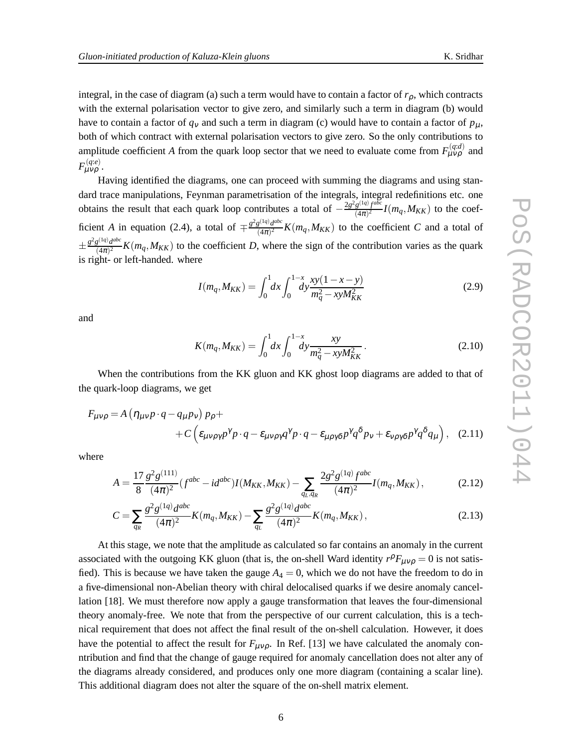integral, in the case of diagram (a) such a term would have to contain a factor of $r_\rho$, which contracts with the external polarisation vector to give zero, and similarly such a term in diagram (b) would have to contain a factor of $q_\nu$ and such a term in diagram (c) would have to contain a factor of $p_\mu$, both of which contract with external polarisation vectors to give zero. So the only contributions to amplitude coefficient $A$ from the quark loop sector that we need to evaluate come from $F^{(q:d)}_{\mu\nu\rho}$ and $F^{(q:e)}_{\mu\nu\rho}$.

Having identified the diagrams, one can proceed with summing the diagrams and using standard trace manipulations, Feynman parametrisation of the integrals, integral redefinitions etc. one obtains the result that each quark loop contributes a total of $-\frac{2g^2g^{(1q)}f^{abc}}{(4\pi)^2}I(m_q,M_{KK})$ to the coefficient $A$ in equation (2.4), a total of $\mp\frac{g^2g^{(1q)}d^{abc}}{(4\pi)^2}K(m_q,M_{KK})$ to the coefficient $C$ and a total of $\pm\frac{g^2g^{(1q)}d^{abc}}{(4\pi)^2}K(m_q,M_{KK})$ to the coefficient $D$, where the sign of the contribution varies as the quark is right- or left-handed. where

$$I(m_q,M_{KK}) = \int_0^1 dx \int_0^{1-x} dy \frac{xy(1-x-y)}{m_q^2 - xyM_{KK}^2} \tag{2.9}$$

and

$$K(m_q,M_{KK}) = \int_0^1 dx \int_0^{1-x} dy \frac{xy}{m_q^2 - xyM_{KK}^2}\,. \tag{2.10}$$

When the contributions from the KK gluon and KK ghost loop diagrams are added to that of the quark-loop diagrams, we get

$$F_{\mu\nu\rho} = A\left(\eta_{\mu\nu}p\cdot q - q_\mu p_\nu\right)p_\rho + \\ + C\left(\varepsilon_{\mu\nu\rho\gamma}p^\gamma p\cdot q - \varepsilon_{\mu\nu\rho\gamma}q^\gamma p\cdot q - \varepsilon_{\mu\rho\gamma\delta}p^\gamma q^\delta p_\nu + \varepsilon_{\nu\rho\gamma\delta}p^\gamma q^\delta q_\mu\right), \tag{2.11}$$

where

$$A = \frac{17}{8}\frac{g^2g^{(111)}}{(4\pi)^2}(f^{abc} - id^{abc})I(M_{KK},M_{KK}) - \sum_{q_L,q_R}\frac{2g^2g^{(1q)}f^{abc}}{(4\pi)^2}I(m_q,M_{KK})\,, \tag{2.12}$$

$$C = \sum_{q_R}\frac{g^2g^{(1q)}d^{abc}}{(4\pi)^2}K(m_q,M_{KK}) - \sum_{q_L}\frac{g^2g^{(1q)}d^{abc}}{(4\pi)^2}K(m_q,M_{KK})\,, \tag{2.13}$$

At this stage, we note that the amplitude as calculated so far contains an anomaly in the current associated with the outgoing KK gluon (that is, the on-shell Ward identity $r^\rho F_{\mu\nu\rho} = 0$ is not satisfied). This is because we have taken the gauge $A_4 = 0$, which we do not have the freedom to do in a five-dimensional non-Abelian theory with chiral delocalised quarks if we desire anomaly cancellation [18]. We must therefore now apply a gauge transformation that leaves the four-dimensional theory anomaly-free. We note that from the perspective of our current calculation, this is a technical requirement that does not affect the final result of the on-shell calculation. However, it does have the potential to affect the result for $F_{\mu\nu\rho}$. In Ref. [13] we have calculated the anomaly contribution and find that the change of gauge required for anomaly cancellation does not alter any of the diagrams already considered, and produces only one more diagram (containing a scalar line). This additional diagram does not alter the square of the on-shell matrix element.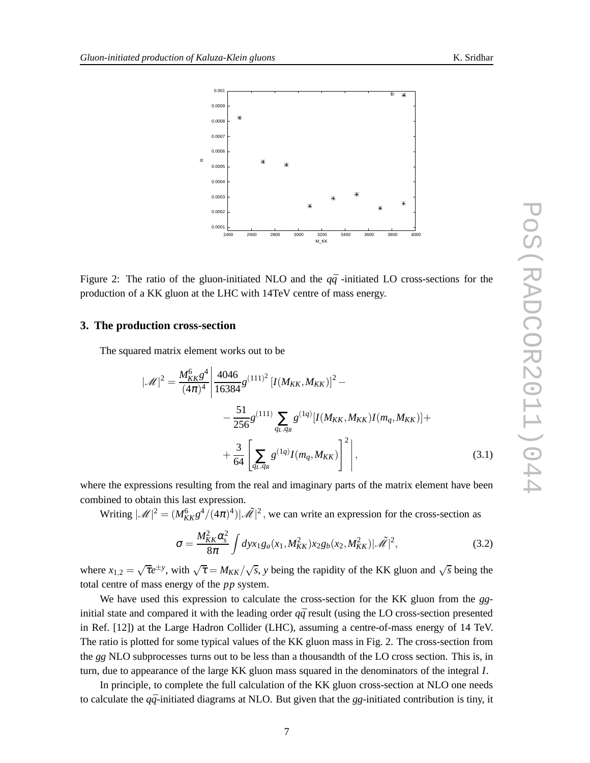Figure 2: The ratio of the gluon-initiated NLO and the $q\bar{q}$ -initiated LO cross-sections for the production of a KK gluon at the LHC with 14TeV centre of mass energy.

## 3. The production cross-section

The squared matrix element works out to be

$$|\mathscr{M}|^2 = \frac{M_{KK}^6 g^4}{(4\pi)^4} \Bigg| \frac{4046}{16384} g^{(111)^2} \left[I(M_{KK}, M_{KK})\right]^2 - \\ - \frac{51}{256} g^{(111)} \sum_{q_L, q_R} g^{(1q)} [I(M_{KK}, M_{KK}) I(m_q, M_{KK})] + \\ + \frac{3}{64} \left[ \sum_{q_L, q_R} g^{(1q)} I(m_q, M_{KK}) \right]^2 \Bigg|, \tag{3.1}$$

where the expressions resulting from the real and imaginary parts of the matrix element have been combined to obtain this last expression.

Writing $|\mathscr{M}|^2 = (M_{KK}^6 g^4/(4\pi)^4)|\tilde{\mathscr{M}}|^2$, we can write an expression for the cross-section as

$$\sigma = \frac{M_{KK}^2 \alpha_s^2}{8\pi} \int dy x_1 g_a(x_1, M_{KK}^2) x_2 g_b(x_2, M_{KK}^2) |\tilde{\mathscr{M}}|^2, \tag{3.2}$$

where $x_{1,2} = \sqrt{\tau} e^{\pm y}$, with $\sqrt{\tau} = M_{KK}/\sqrt{s}$, $y$ being the rapidity of the KK gluon and $\sqrt{s}$ being the total centre of mass energy of the $pp$ system.

We have used this expression to calculate the cross-section for the KK gluon from the $gg$-initial state and compared it with the leading order $q\bar{q}$ result (using the LO cross-section presented in Ref. [12]) at the Large Hadron Collider (LHC), assuming a centre-of-mass energy of 14 TeV. The ratio is plotted for some typical values of the KK gluon mass in Fig. 2. The cross-section from the $gg$ NLO subprocesses turns out to be less than a thousandth of the LO cross section. This is, in turn, due to appearance of the large KK gluon mass squared in the denominators of the integral $I$.

In principle, to complete the full calculation of the KK gluon cross-section at NLO one needs to calculate the $q\bar{q}$-initiated diagrams at NLO. But given that the $gg$-initiated contribution is tiny, it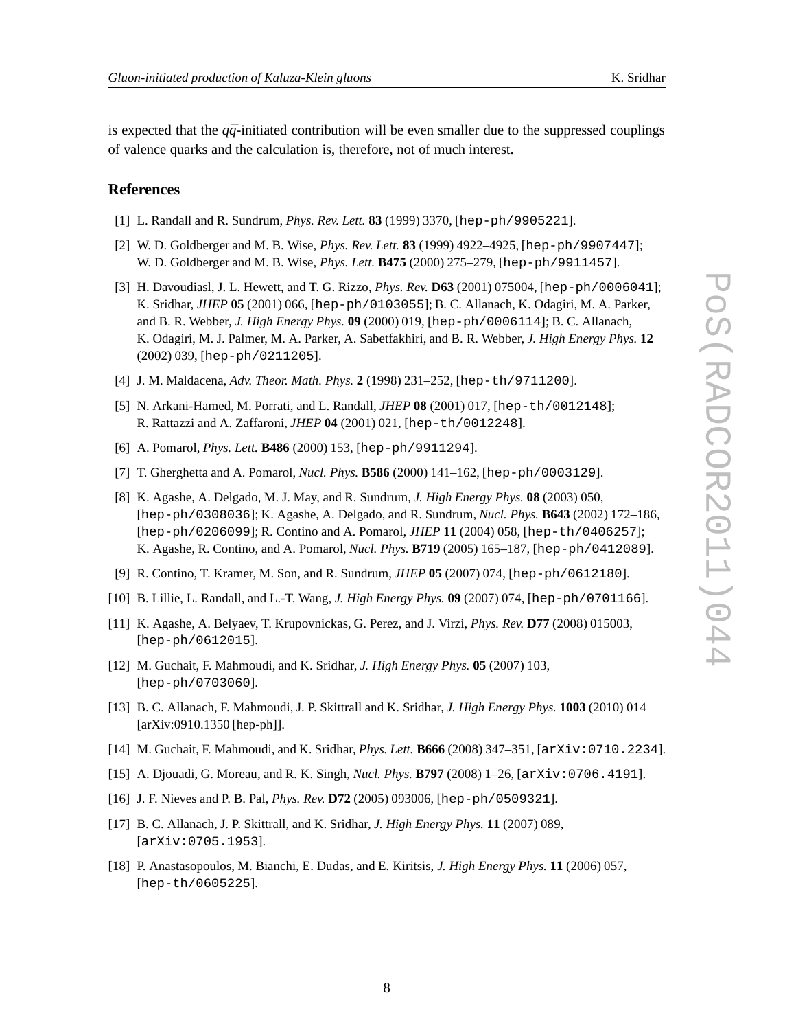is expected that the $q\bar{q}$-initiated contribution will be even smaller due to the suppressed couplings of valence quarks and the calculation is, therefore, not of much interest.

## References

[1] L. Randall and R. Sundrum, *Phys. Rev. Lett.* **83** (1999) 3370, [hep-ph/9905221].

[2] W. D. Goldberger and M. B. Wise, *Phys. Rev. Lett.* **83** (1999) 4922–4925, [hep-ph/9907447]; W. D. Goldberger and M. B. Wise, *Phys. Lett.* **B475** (2000) 275–279, [hep-ph/9911457].

[3] H. Davoudiasl, J. L. Hewett, and T. G. Rizzo, *Phys. Rev.* **D63** (2001) 075004, [hep-ph/0006041]; K. Sridhar, *JHEP* **05** (2001) 066, [hep-ph/0103055]; B. C. Allanach, K. Odagiri, M. A. Parker, and B. R. Webber, *J. High Energy Phys.* **09** (2000) 019, [hep-ph/0006114]; B. C. Allanach, K. Odagiri, M. J. Palmer, M. A. Parker, A. Sabetfakhiri, and B. R. Webber, *J. High Energy Phys.* **12** (2002) 039, [hep-ph/0211205].

[4] J. M. Maldacena, *Adv. Theor. Math. Phys.* **2** (1998) 231–252, [hep-th/9711200].

[5] N. Arkani-Hamed, M. Porrati, and L. Randall, *JHEP* **08** (2001) 017, [hep-th/0012148]; R. Rattazzi and A. Zaffaroni, *JHEP* **04** (2001) 021, [hep-th/0012248].

[6] A. Pomarol, *Phys. Lett.* **B486** (2000) 153, [hep-ph/9911294].

[7] T. Gherghetta and A. Pomarol, *Nucl. Phys.* **B586** (2000) 141–162, [hep-ph/0003129].

[8] K. Agashe, A. Delgado, M. J. May, and R. Sundrum, *J. High Energy Phys.* **08** (2003) 050, [hep-ph/0308036]; K. Agashe, A. Delgado, and R. Sundrum, *Nucl. Phys.* **B643** (2002) 172–186, [hep-ph/0206099]; R. Contino and A. Pomarol, *JHEP* **11** (2004) 058, [hep-th/0406257]; K. Agashe, R. Contino, and A. Pomarol, *Nucl. Phys.* **B719** (2005) 165–187, [hep-ph/0412089].

[9] R. Contino, T. Kramer, M. Son, and R. Sundrum, *JHEP* **05** (2007) 074, [hep-ph/0612180].

[10] B. Lillie, L. Randall, and L.-T. Wang, *J. High Energy Phys.* **09** (2007) 074, [hep-ph/0701166].

[11] K. Agashe, A. Belyaev, T. Krupovnickas, G. Perez, and J. Virzi, *Phys. Rev.* **D77** (2008) 015003, [hep-ph/0612015].

[12] M. Guchait, F. Mahmoudi, and K. Sridhar, *J. High Energy Phys.* **05** (2007) 103, [hep-ph/0703060].

[13] B. C. Allanach, F. Mahmoudi, J. P. Skittrall and K. Sridhar, *J. High Energy Phys.* **1003** (2010) 014 [arXiv:0910.1350 [hep-ph]].

[14] M. Guchait, F. Mahmoudi, and K. Sridhar, *Phys. Lett.* **B666** (2008) 347–351, [arXiv:0710.2234].

[15] A. Djouadi, G. Moreau, and R. K. Singh, *Nucl. Phys.* **B797** (2008) 1–26, [arXiv:0706.4191].

[16] J. F. Nieves and P. B. Pal, *Phys. Rev.* **D72** (2005) 093006, [hep-ph/0509321].

[17] B. C. Allanach, J. P. Skittrall, and K. Sridhar, *J. High Energy Phys.* **11** (2007) 089, [arXiv:0705.1953].

[18] P. Anastasopoulos, M. Bianchi, E. Dudas, and E. Kiritsis, *J. High Energy Phys.* **11** (2006) 057, [hep-th/0605225].